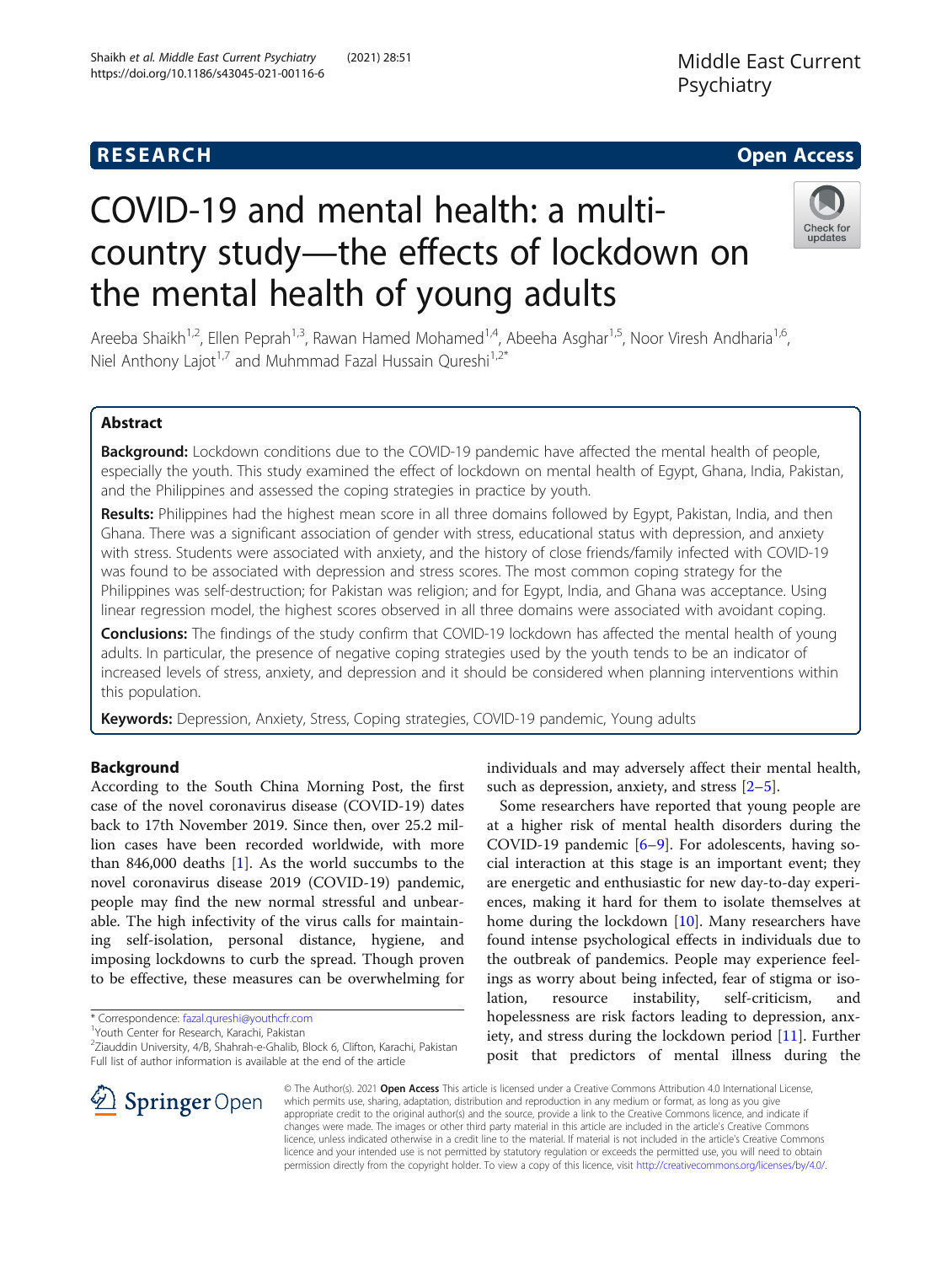# RESEARCH

# COVID-19 and mental health: a multi-country study—the effects of lockdown on the mental health of young adults

Areeba Shaikh[1,2], Ellen Peprah[1,3], Rawan Hamed Mohamed[1,4], Abeeha Asghar[1,5], Noor Viresh Andharia[1,6], Niel Anthony Lajot[1,7] and Muhmmad Fazal Hussain Qureshi[1,2*]

## Abstract

**Background:** Lockdown conditions due to the COVID-19 pandemic have affected the mental health of people, especially the youth. This study examined the effect of lockdown on mental health of Egypt, Ghana, India, Pakistan, and the Philippines and assessed the coping strategies in practice by youth.

**Results:** Philippines had the highest mean score in all three domains followed by Egypt, Pakistan, India, and then Ghana. There was a significant association of gender with stress, educational status with depression, and anxiety with stress. Students were associated with anxiety, and the history of close friends/family infected with COVID-19 was found to be associated with depression and stress scores. The most common coping strategy for the Philippines was self-destruction; for Pakistan was religion; and for Egypt, India, and Ghana was acceptance. Using linear regression model, the highest scores observed in all three domains were associated with avoidant coping.

**Conclusions:** The findings of the study confirm that COVID-19 lockdown has affected the mental health of young adults. In particular, the presence of negative coping strategies used by the youth tends to be an indicator of increased levels of stress, anxiety, and depression and it should be considered when planning interventions within this population.

**Keywords:** Depression, Anxiety, Stress, Coping strategies, COVID-19 pandemic, Young adults

## Background

According to the South China Morning Post, the first case of the novel coronavirus disease (COVID-19) dates back to 17th November 2019. Since then, over 25.2 million cases have been recorded worldwide, with more than 846,000 deaths [1]. As the world succumbs to the novel coronavirus disease 2019 (COVID-19) pandemic, people may find the new normal stressful and unbearable. The high infectivity of the virus calls for maintaining self-isolation, personal distance, hygiene, and imposing lockdowns to curb the spread. Though proven to be effective, these measures can be overwhelming for individuals and may adversely affect their mental health, such as depression, anxiety, and stress [2–5].

Some researchers have reported that young people are at a higher risk of mental health disorders during the COVID-19 pandemic [6–9]. For adolescents, having social interaction at this stage is an important event; they are energetic and enthusiastic for new day-to-day experiences, making it hard for them to isolate themselves at home during the lockdown [10]. Many researchers have found intense psychological effects in individuals due to the outbreak of pandemics. People may experience feelings as worry about being infected, fear of stigma or isolation, resource instability, self-criticism, and hopelessness are risk factors leading to depression, anxiety, and stress during the lockdown period [11]. Further posit that predictors of mental illness during the

\* Correspondence: fazal.qureshi@youthcfr.com
[1]Youth Center for Research, Karachi, Pakistan
[2]Ziauddin University, 4/B, Shahrah-e-Ghalib, Block 6, Clifton, Karachi, Pakistan
Full list of author information is available at the end of the article

© The Author(s). 2021 **Open Access** This article is licensed under a Creative Commons Attribution 4.0 International License, which permits use, sharing, adaptation, distribution and reproduction in any medium or format, as long as you give appropriate credit to the original author(s) and the source, provide a link to the Creative Commons licence, and indicate if changes were made. The images or other third party material in this article are included in the article's Creative Commons licence, unless indicated otherwise in a credit line to the material. If material is not included in the article's Creative Commons licence and your intended use is not permitted by statutory regulation or exceeds the permitted use, you will need to obtain permission directly from the copyright holder. To view a copy of this licence, visit http://creativecommons.org/licenses/by/4.0/.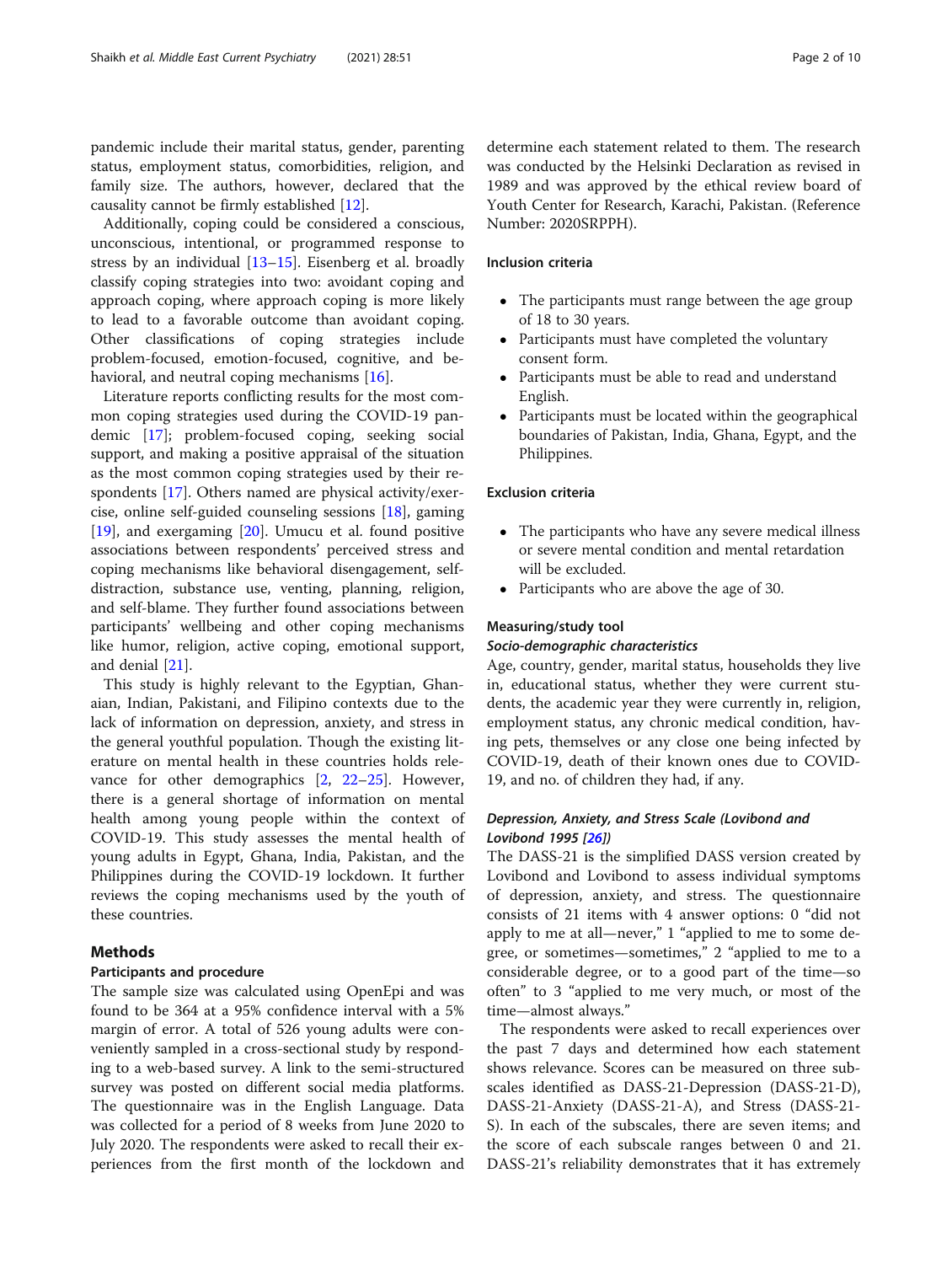pandemic include their marital status, gender, parenting status, employment status, comorbidities, religion, and family size. The authors, however, declared that the causality cannot be firmly established [12].

Additionally, coping could be considered a conscious, unconscious, intentional, or programmed response to stress by an individual [13–15]. Eisenberg et al. broadly classify coping strategies into two: avoidant coping and approach coping, where approach coping is more likely to lead to a favorable outcome than avoidant coping. Other classifications of coping strategies include problem-focused, emotion-focused, cognitive, and behavioral, and neutral coping mechanisms [16].

Literature reports conflicting results for the most common coping strategies used during the COVID-19 pandemic [17]; problem-focused coping, seeking social support, and making a positive appraisal of the situation as the most common coping strategies used by their respondents [17]. Others named are physical activity/exercise, online self-guided counseling sessions [18], gaming [19], and exergaming [20]. Umucu et al. found positive associations between respondents' perceived stress and coping mechanisms like behavioral disengagement, self-distraction, substance use, venting, planning, religion, and self-blame. They further found associations between participants' wellbeing and other coping mechanisms like humor, religion, active coping, emotional support, and denial [21].

This study is highly relevant to the Egyptian, Ghanaian, Indian, Pakistani, and Filipino contexts due to the lack of information on depression, anxiety, and stress in the general youthful population. Though the existing literature on mental health in these countries holds relevance for other demographics [2, 22–25]. However, there is a general shortage of information on mental health among young people within the context of COVID-19. This study assesses the mental health of young adults in Egypt, Ghana, India, Pakistan, and the Philippines during the COVID-19 lockdown. It further reviews the coping mechanisms used by the youth of these countries.

## Methods

### Participants and procedure

The sample size was calculated using OpenEpi and was found to be 364 at a 95% confidence interval with a 5% margin of error. A total of 526 young adults were conveniently sampled in a cross-sectional study by responding to a web-based survey. A link to the semi-structured survey was posted on different social media platforms. The questionnaire was in the English Language. Data was collected for a period of 8 weeks from June 2020 to July 2020. The respondents were asked to recall their experiences from the first month of the lockdown and determine each statement related to them. The research was conducted by the Helsinki Declaration as revised in 1989 and was approved by the ethical review board of Youth Center for Research, Karachi, Pakistan. (Reference Number: 2020SRPPH).

### Inclusion criteria

- The participants must range between the age group of 18 to 30 years.
- Participants must have completed the voluntary consent form.
- Participants must be able to read and understand English.
- Participants must be located within the geographical boundaries of Pakistan, India, Ghana, Egypt, and the Philippines.

### Exclusion criteria

- The participants who have any severe medical illness or severe mental condition and mental retardation will be excluded.
- Participants who are above the age of 30.

### Measuring/study tool

#### *Socio-demographic characteristics*

Age, country, gender, marital status, households they live in, educational status, whether they were current students, the academic year they were currently in, religion, employment status, any chronic medical condition, having pets, themselves or any close one being infected by COVID-19, death of their known ones due to COVID-19, and no. of children they had, if any.

#### *Depression, Anxiety, and Stress Scale (Lovibond and Lovibond 1995 [26])*

The DASS-21 is the simplified DASS version created by Lovibond and Lovibond to assess individual symptoms of depression, anxiety, and stress. The questionnaire consists of 21 items with 4 answer options: 0 "did not apply to me at all—never," 1 "applied to me to some degree, or sometimes—sometimes," 2 "applied to me to a considerable degree, or to a good part of the time—so often" to 3 "applied to me very much, or most of the time—almost always."

The respondents were asked to recall experiences over the past 7 days and determined how each statement shows relevance. Scores can be measured on three subscales identified as DASS-21-Depression (DASS-21-D), DASS-21-Anxiety (DASS-21-A), and Stress (DASS-21-S). In each of the subscales, there are seven items; and the score of each subscale ranges between 0 and 21. DASS-21's reliability demonstrates that it has extremely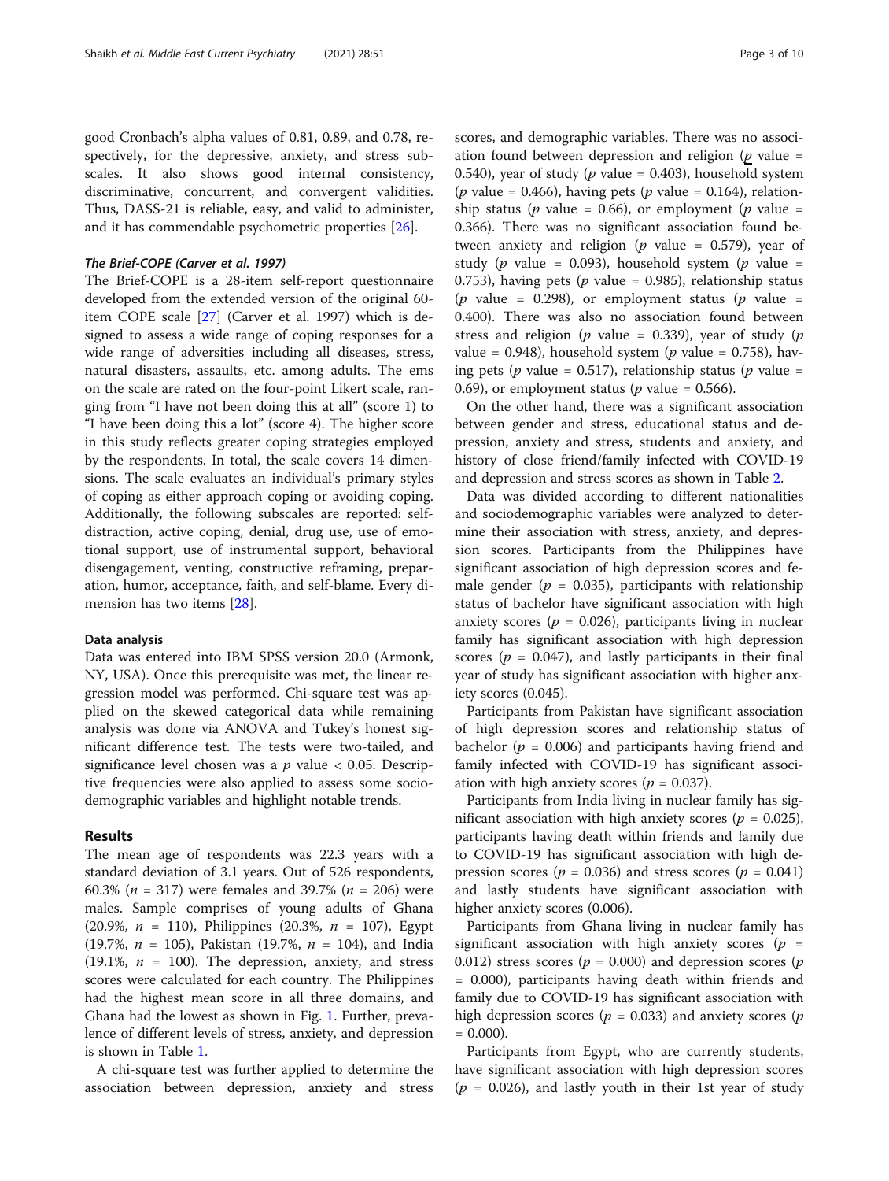good Cronbach's alpha values of 0.81, 0.89, and 0.78, respectively, for the depressive, anxiety, and stress subscales. It also shows good internal consistency, discriminative, concurrent, and convergent validities. Thus, DASS-21 is reliable, easy, and valid to administer, and it has commendable psychometric properties [26].

#### *The Brief-COPE (Carver et al. 1997)*

The Brief-COPE is a 28-item self-report questionnaire developed from the extended version of the original 60-item COPE scale [27] (Carver et al. 1997) which is designed to assess a wide range of coping responses for a wide range of adversities including all diseases, stress, natural disasters, assaults, etc. among adults. The ems on the scale are rated on the four-point Likert scale, ranging from "I have not been doing this at all" (score 1) to "I have been doing this a lot" (score 4). The higher score in this study reflects greater coping strategies employed by the respondents. In total, the scale covers 14 dimensions. The scale evaluates an individual's primary styles of coping as either approach coping or avoiding coping. Additionally, the following subscales are reported: self-distraction, active coping, denial, drug use, use of emotional support, use of instrumental support, behavioral disengagement, venting, constructive reframing, preparation, humor, acceptance, faith, and self-blame. Every dimension has two items [28].

### Data analysis

Data was entered into IBM SPSS version 20.0 (Armonk, NY, USA). Once this prerequisite was met, the linear regression model was performed. Chi-square test was applied on the skewed categorical data while remaining analysis was done via ANOVA and Tukey's honest significant difference test. The tests were two-tailed, and significance level chosen was a $p$ value < 0.05. Descriptive frequencies were also applied to assess some sociodemographic variables and highlight notable trends.

## Results

The mean age of respondents was 22.3 years with a standard deviation of 3.1 years. Out of 526 respondents, 60.3% ($n$ = 317) were females and 39.7% ($n$ = 206) were males. Sample comprises of young adults of Ghana (20.9%, $n$ = 110), Philippines (20.3%, $n$ = 107), Egypt (19.7%, $n$ = 105), Pakistan (19.7%, $n$ = 104), and India (19.1%, $n$ = 100). The depression, anxiety, and stress scores were calculated for each country. The Philippines had the highest mean score in all three domains, and Ghana had the lowest as shown in Fig. 1. Further, prevalence of different levels of stress, anxiety, and depression is shown in Table 1.

A chi-square test was further applied to determine the association between depression, anxiety and stress scores, and demographic variables. There was no association found between depression and religion ($p$ value = 0.540), year of study ($p$ value = 0.403), household system ($p$ value = 0.466), having pets ($p$ value = 0.164), relationship status ($p$ value = 0.66), or employment ($p$ value = 0.366). There was no significant association found between anxiety and religion ($p$ value = 0.579), year of study ($p$ value = 0.093), household system ($p$ value = 0.753), having pets ($p$ value = 0.985), relationship status ($p$ value = 0.298), or employment status ($p$ value = 0.400). There was also no association found between stress and religion ($p$ value = 0.339), year of study ($p$ value = 0.948), household system ($p$ value = 0.758), having pets ($p$ value = 0.517), relationship status ($p$ value = 0.69), or employment status ($p$ value = 0.566).

On the other hand, there was a significant association between gender and stress, educational status and depression, anxiety and stress, students and anxiety, and history of close friend/family infected with COVID-19 and depression and stress scores as shown in Table 2.

Data was divided according to different nationalities and sociodemographic variables were analyzed to determine their association with stress, anxiety, and depression scores. Participants from the Philippines have significant association of high depression scores and female gender ($p$ = 0.035), participants with relationship status of bachelor have significant association with high anxiety scores ($p$ = 0.026), participants living in nuclear family has significant association with high depression scores ($p$ = 0.047), and lastly participants in their final year of study has significant association with higher anxiety scores (0.045).

Participants from Pakistan have significant association of high depression scores and relationship status of bachelor ($p$ = 0.006) and participants having friend and family infected with COVID-19 has significant association with high anxiety scores ($p$ = 0.037).

Participants from India living in nuclear family has significant association with high anxiety scores ($p$ = 0.025), participants having death within friends and family due to COVID-19 has significant association with high depression scores ($p$ = 0.036) and stress scores ($p$ = 0.041) and lastly students have significant association with higher anxiety scores (0.006).

Participants from Ghana living in nuclear family has significant association with high anxiety scores ($p$ = 0.012) stress scores ($p$ = 0.000) and depression scores ($p$ = 0.000), participants having death within friends and family due to COVID-19 has significant association with high depression scores ($p$ = 0.033) and anxiety scores ($p$ = 0.000).

Participants from Egypt, who are currently students, have significant association with high depression scores ($p$ = 0.026), and lastly youth in their 1st year of study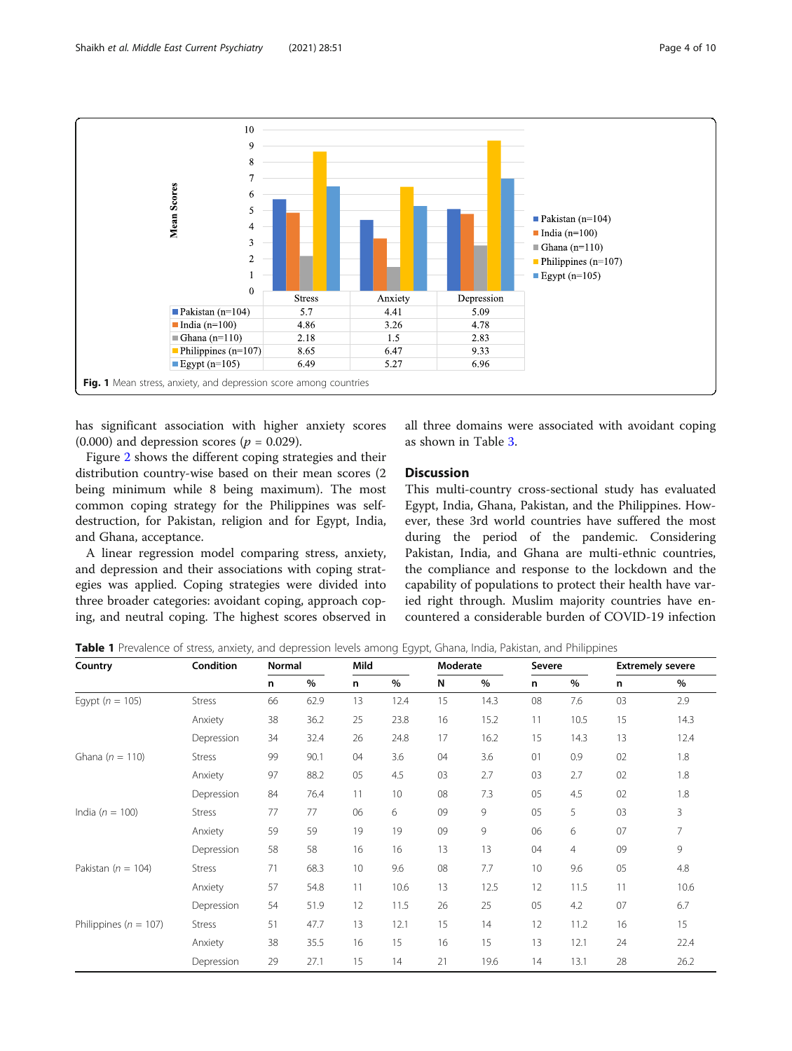| | Stress | Anxiety | Depression |
|---|---|---|---|
| Pakistan (n=104) | 5.7 | 4.41 | 5.09 |
| India (n=100) | 4.86 | 3.26 | 4.78 |
| Ghana (n=110) | 2.18 | 1.5 | 2.83 |
| Philippines (n=107) | 8.65 | 6.47 | 9.33 |
| Egypt (n=105) | 6.49 | 5.27 | 6.96 |

**Fig. 1** Mean stress, anxiety, and depression score among countries

has significant association with higher anxiety scores (0.000) and depression scores ($p$ = 0.029).

Figure 2 shows the different coping strategies and their distribution country-wise based on their mean scores (2 being minimum while 8 being maximum). The most common coping strategy for the Philippines was self-destruction, for Pakistan, religion and for Egypt, India, and Ghana, acceptance.

A linear regression model comparing stress, anxiety, and depression and their associations with coping strategies was applied. Coping strategies were divided into three broader categories: avoidant coping, approach coping, and neutral coping. The highest scores observed in all three domains were associated with avoidant coping as shown in Table 3.

## Discussion

This multi-country cross-sectional study has evaluated Egypt, India, Ghana, Pakistan, and the Philippines. However, these 3rd world countries have suffered the most during the period of the pandemic. Considering Pakistan, India, and Ghana are multi-ethnic countries, the compliance and response to the lockdown and the capability of populations to protect their health have varied right through. Muslim majority countries have encountered a considerable burden of COVID-19 infection

**Table 1** Prevalence of stress, anxiety, and depression levels among Egypt, Ghana, India, Pakistan, and Philippines

| Country | Condition | Normal | | Mild | | Moderate | | Severe | | Extremely severe | |
|---|---|---|---|---|---|---|---|---|---|---|---|
| | | n | % | n | % | N | % | n | % | n | % |
| Egypt ($n$ = 105) | Stress | 66 | 62.9 | 13 | 12.4 | 15 | 14.3 | 08 | 7.6 | 03 | 2.9 |
| | Anxiety | 38 | 36.2 | 25 | 23.8 | 16 | 15.2 | 11 | 10.5 | 15 | 14.3 |
| | Depression | 34 | 32.4 | 26 | 24.8 | 17 | 16.2 | 15 | 14.3 | 13 | 12.4 |
| Ghana ($n$ = 110) | Stress | 99 | 90.1 | 04 | 3.6 | 04 | 3.6 | 01 | 0.9 | 02 | 1.8 |
| | Anxiety | 97 | 88.2 | 05 | 4.5 | 03 | 2.7 | 03 | 2.7 | 02 | 1.8 |
| | Depression | 84 | 76.4 | 11 | 10 | 08 | 7.3 | 05 | 4.5 | 02 | 1.8 |
| India ($n$ = 100) | Stress | 77 | 77 | 06 | 6 | 09 | 9 | 05 | 5 | 03 | 3 |
| | Anxiety | 59 | 59 | 19 | 19 | 09 | 9 | 06 | 6 | 07 | 7 |
| | Depression | 58 | 58 | 16 | 16 | 13 | 13 | 04 | 4 | 09 | 9 |
| Pakistan ($n$ = 104) | Stress | 71 | 68.3 | 10 | 9.6 | 08 | 7.7 | 10 | 9.6 | 05 | 4.8 |
| | Anxiety | 57 | 54.8 | 11 | 10.6 | 13 | 12.5 | 12 | 11.5 | 11 | 10.6 |
| | Depression | 54 | 51.9 | 12 | 11.5 | 26 | 25 | 05 | 4.2 | 07 | 6.7 |
| Philippines ($n$ = 107) | Stress | 51 | 47.7 | 13 | 12.1 | 15 | 14 | 12 | 11.2 | 16 | 15 |
| | Anxiety | 38 | 35.5 | 16 | 15 | 16 | 15 | 13 | 12.1 | 24 | 22.4 |
| | Depression | 29 | 27.1 | 15 | 14 | 21 | 19.6 | 14 | 13.1 | 28 | 26.2 |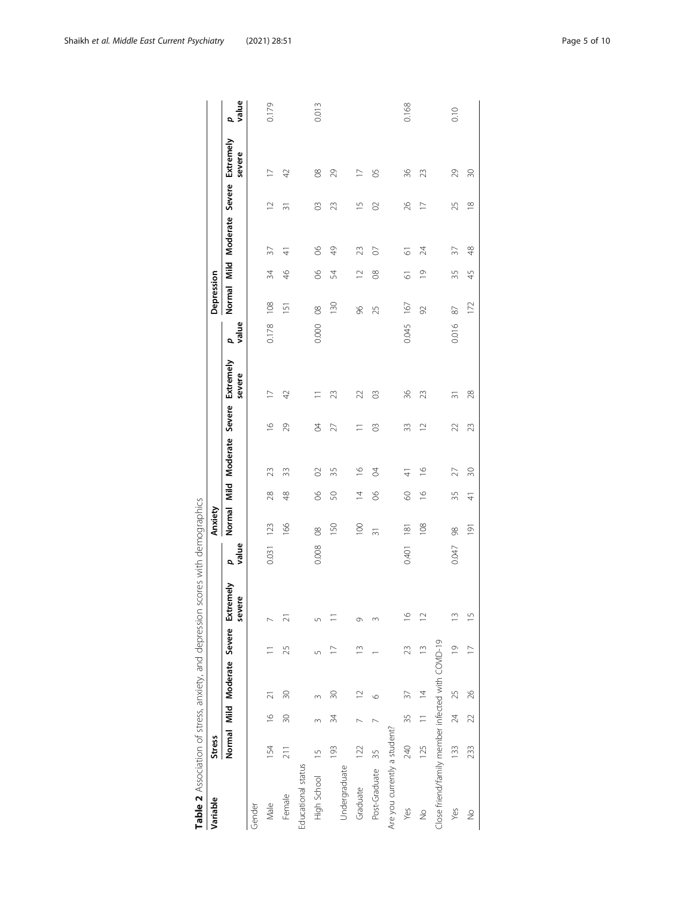**Table 2** Association of stress, anxiety, and depression scores with demographics

| Variable | Stress | | | | | | Anxiety | | | | | | Depression | | | | | |
|---|---|---|---|---|---|---|---|---|---|---|---|---|---|---|---|---|---|---|
| | Normal | Mild | Moderate | Severe | Extremely severe | *p* value | Normal | Mild | Moderate | Severe | Extremely severe | *p* value | Normal | Mild | Moderate | Severe | Extremely severe | *p* value |
| Gender | | | | | | | | | | | | | | | | | | |
| Male | 154 | 16 | 21 | 11 | 7 | 0.031 | 123 | 28 | 23 | 16 | 17 | 0.178 | 108 | 34 | 37 | 12 | 17 | 0.179 |
| Female | 211 | 30 | 30 | 25 | 21 | | 166 | 48 | 33 | 29 | 42 | | 151 | 46 | 41 | 31 | 42 | |
| Educational status | | | | | | | | | | | | | | | | | | |
| High School | 15 | 3 | 3 | 5 | 5 | 0.008 | 08 | 06 | 02 | 04 | 11 | 0.000 | 08 | 06 | 06 | 03 | 08 | 0.013 |
| Undergraduate | 193 | 34 | 30 | 17 | 11 | | 150 | 50 | 35 | 27 | 23 | | 130 | 54 | 49 | 23 | 29 | |
| Graduate | 122 | 7 | 12 | 13 | 9 | | 100 | 14 | 16 | 11 | 22 | | 96 | 12 | 23 | 15 | 17 | |
| Post-Graduate | 35 | 7 | 6 | 1 | 3 | | 31 | 06 | 04 | 03 | 03 | | 25 | 08 | 07 | 02 | 05 | |
| Are you currently a student? | | | | | | | | | | | | | | | | | | |
| Yes | 240 | 35 | 37 | 23 | 16 | 0.401 | 181 | 60 | 41 | 33 | 36 | 0.045 | 167 | 61 | 61 | 26 | 36 | 0.168 |
| No | 125 | 11 | 14 | 13 | 12 | | 108 | 16 | 16 | 12 | 23 | | 92 | 19 | 24 | 17 | 23 | |
| Close friend/family member infected with COVID-19 | | | | | | | | | | | | | | | | | | |
| Yes | 133 | 24 | 25 | 19 | 13 | 0.047 | 98 | 35 | 27 | 22 | 31 | 0.016 | 87 | 35 | 37 | 25 | 29 | 0.10 |
| No | 233 | 22 | 26 | 17 | 15 | | 191 | 41 | 30 | 23 | 28 | | 172 | 45 | 48 | 18 | 30 | |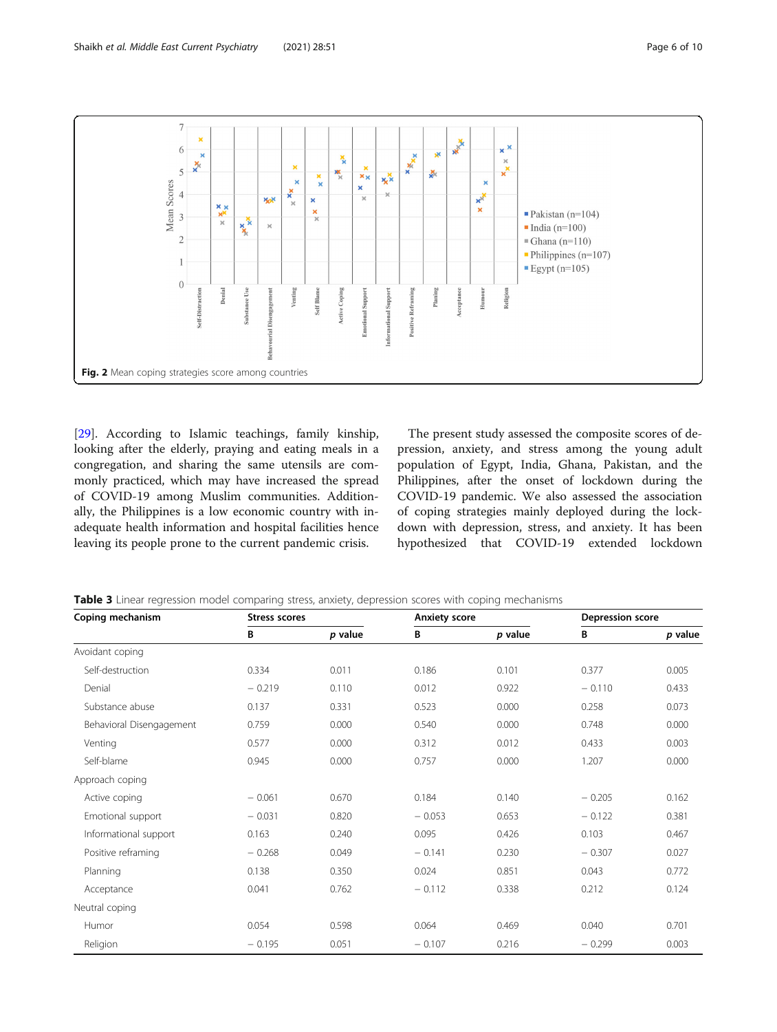Fig. 2 Mean coping strategies score among countries

[29]. According to Islamic teachings, family kinship, looking after the elderly, praying and eating meals in a congregation, and sharing the same utensils are commonly practiced, which may have increased the spread of COVID-19 among Muslim communities. Additionally, the Philippines is a low economic country with inadequate health information and hospital facilities hence leaving its people prone to the current pandemic crisis.

The present study assessed the composite scores of depression, anxiety, and stress among the young adult population of Egypt, India, Ghana, Pakistan, and the Philippines, after the onset of lockdown during the COVID-19 pandemic. We also assessed the association of coping strategies mainly deployed during the lockdown with depression, stress, and anxiety. It has been hypothesized that COVID-19 extended lockdown

**Table 3** Linear regression model comparing stress, anxiety, depression scores with coping mechanisms

| Coping mechanism | Stress scores | | Anxiety score | | Depression score | |
|---|---|---|---|---|---|---|
| | B | *p* value | B | *p* value | B | *p* value |
| Avoidant coping | | | | | | |
| Self-destruction | 0.334 | 0.011 | 0.186 | 0.101 | 0.377 | 0.005 |
| Denial | − 0.219 | 0.110 | 0.012 | 0.922 | − 0.110 | 0.433 |
| Substance abuse | 0.137 | 0.331 | 0.523 | 0.000 | 0.258 | 0.073 |
| Behavioral Disengagement | 0.759 | 0.000 | 0.540 | 0.000 | 0.748 | 0.000 |
| Venting | 0.577 | 0.000 | 0.312 | 0.012 | 0.433 | 0.003 |
| Self-blame | 0.945 | 0.000 | 0.757 | 0.000 | 1.207 | 0.000 |
| Approach coping | | | | | | |
| Active coping | − 0.061 | 0.670 | 0.184 | 0.140 | − 0.205 | 0.162 |
| Emotional support | − 0.031 | 0.820 | − 0.053 | 0.653 | − 0.122 | 0.381 |
| Informational support | 0.163 | 0.240 | 0.095 | 0.426 | 0.103 | 0.467 |
| Positive reframing | − 0.268 | 0.049 | − 0.141 | 0.230 | − 0.307 | 0.027 |
| Planning | 0.138 | 0.350 | 0.024 | 0.851 | 0.043 | 0.772 |
| Acceptance | 0.041 | 0.762 | − 0.112 | 0.338 | 0.212 | 0.124 |
| Neutral coping | | | | | | |
| Humor | 0.054 | 0.598 | 0.064 | 0.469 | 0.040 | 0.701 |
| Religion | − 0.195 | 0.051 | − 0.107 | 0.216 | − 0.299 | 0.003 |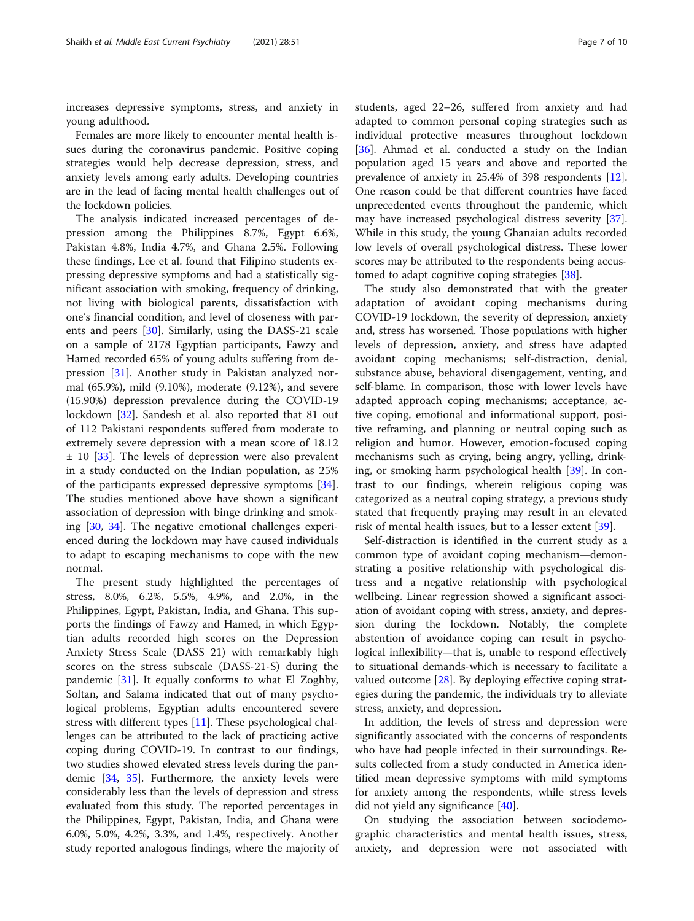increases depressive symptoms, stress, and anxiety in young adulthood.

Females are more likely to encounter mental health issues during the coronavirus pandemic. Positive coping strategies would help decrease depression, stress, and anxiety levels among early adults. Developing countries are in the lead of facing mental health challenges out of the lockdown policies.

The analysis indicated increased percentages of depression among the Philippines 8.7%, Egypt 6.6%, Pakistan 4.8%, India 4.7%, and Ghana 2.5%. Following these findings, Lee et al. found that Filipino students expressing depressive symptoms and had a statistically significant association with smoking, frequency of drinking, not living with biological parents, dissatisfaction with one's financial condition, and level of closeness with parents and peers [30]. Similarly, using the DASS-21 scale on a sample of 2178 Egyptian participants, Fawzy and Hamed recorded 65% of young adults suffering from depression [31]. Another study in Pakistan analyzed normal (65.9%), mild (9.10%), moderate (9.12%), and severe (15.90%) depression prevalence during the COVID-19 lockdown [32]. Sandesh et al. also reported that 81 out of 112 Pakistani respondents suffered from moderate to extremely severe depression with a mean score of 18.12 ± 10 [33]. The levels of depression were also prevalent in a study conducted on the Indian population, as 25% of the participants expressed depressive symptoms [34]. The studies mentioned above have shown a significant association of depression with binge drinking and smoking [30, 34]. The negative emotional challenges experienced during the lockdown may have caused individuals to adapt to escaping mechanisms to cope with the new normal.

The present study highlighted the percentages of stress, 8.0%, 6.2%, 5.5%, 4.9%, and 2.0%, in the Philippines, Egypt, Pakistan, India, and Ghana. This supports the findings of Fawzy and Hamed, in which Egyptian adults recorded high scores on the Depression Anxiety Stress Scale (DASS 21) with remarkably high scores on the stress subscale (DASS-21-S) during the pandemic [31]. It equally conforms to what El Zoghby, Soltan, and Salama indicated that out of many psychological problems, Egyptian adults encountered severe stress with different types [11]. These psychological challenges can be attributed to the lack of practicing active coping during COVID-19. In contrast to our findings, two studies showed elevated stress levels during the pandemic [34, 35]. Furthermore, the anxiety levels were considerably less than the levels of depression and stress evaluated from this study. The reported percentages in the Philippines, Egypt, Pakistan, India, and Ghana were 6.0%, 5.0%, 4.2%, 3.3%, and 1.4%, respectively. Another study reported analogous findings, where the majority of students, aged 22–26, suffered from anxiety and had adapted to common personal coping strategies such as individual protective measures throughout lockdown [36]. Ahmad et al. conducted a study on the Indian population aged 15 years and above and reported the prevalence of anxiety in 25.4% of 398 respondents [12]. One reason could be that different countries have faced unprecedented events throughout the pandemic, which may have increased psychological distress severity [37]. While in this study, the young Ghanaian adults recorded low levels of overall psychological distress. These lower scores may be attributed to the respondents being accustomed to adapt cognitive coping strategies [38].

The study also demonstrated that with the greater adaptation of avoidant coping mechanisms during COVID-19 lockdown, the severity of depression, anxiety and, stress has worsened. Those populations with higher levels of depression, anxiety, and stress have adapted avoidant coping mechanisms; self-distraction, denial, substance abuse, behavioral disengagement, venting, and self-blame. In comparison, those with lower levels have adapted approach coping mechanisms; acceptance, active coping, emotional and informational support, positive reframing, and planning or neutral coping such as religion and humor. However, emotion-focused coping mechanisms such as crying, being angry, yelling, drinking, or smoking harm psychological health [39]. In contrast to our findings, wherein religious coping was categorized as a neutral coping strategy, a previous study stated that frequently praying may result in an elevated risk of mental health issues, but to a lesser extent [39].

Self-distraction is identified in the current study as a common type of avoidant coping mechanism—demonstrating a positive relationship with psychological distress and a negative relationship with psychological wellbeing. Linear regression showed a significant association of avoidant coping with stress, anxiety, and depression during the lockdown. Notably, the complete abstention of avoidance coping can result in psychological inflexibility—that is, unable to respond effectively to situational demands-which is necessary to facilitate a valued outcome [28]. By deploying effective coping strategies during the pandemic, the individuals try to alleviate stress, anxiety, and depression.

In addition, the levels of stress and depression were significantly associated with the concerns of respondents who have had people infected in their surroundings. Results collected from a study conducted in America identified mean depressive symptoms with mild symptoms for anxiety among the respondents, while stress levels did not yield any significance [40].

On studying the association between sociodemographic characteristics and mental health issues, stress, anxiety, and depression were not associated with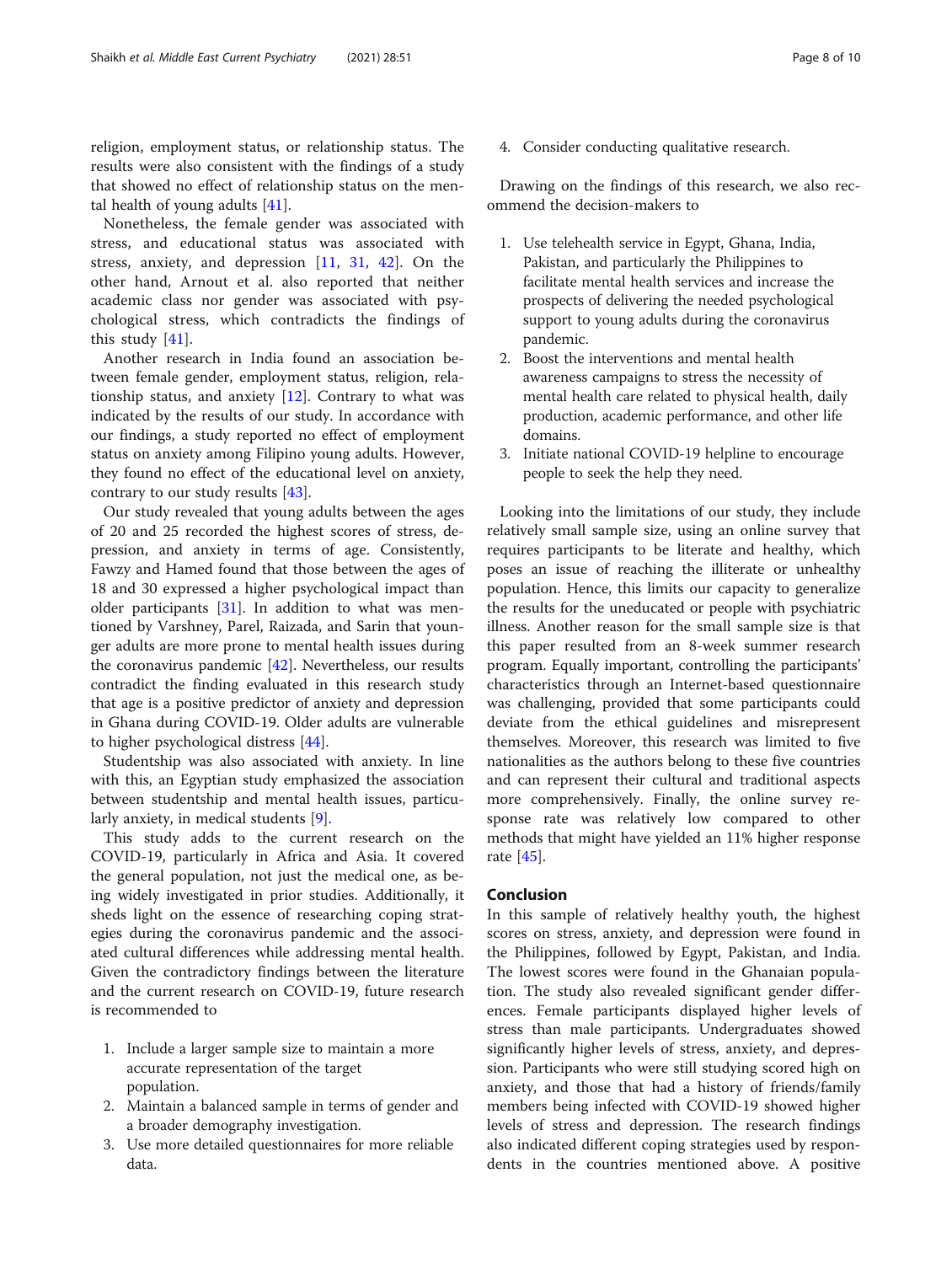religion, employment status, or relationship status. The results were also consistent with the findings of a study that showed no effect of relationship status on the mental health of young adults [41].

Nonetheless, the female gender was associated with stress, and educational status was associated with stress, anxiety, and depression [11, 31, 42]. On the other hand, Arnout et al. also reported that neither academic class nor gender was associated with psychological stress, which contradicts the findings of this study [41].

Another research in India found an association between female gender, employment status, religion, relationship status, and anxiety [12]. Contrary to what was indicated by the results of our study. In accordance with our findings, a study reported no effect of employment status on anxiety among Filipino young adults. However, they found no effect of the educational level on anxiety, contrary to our study results [43].

Our study revealed that young adults between the ages of 20 and 25 recorded the highest scores of stress, depression, and anxiety in terms of age. Consistently, Fawzy and Hamed found that those between the ages of 18 and 30 expressed a higher psychological impact than older participants [31]. In addition to what was mentioned by Varshney, Parel, Raizada, and Sarin that younger adults are more prone to mental health issues during the coronavirus pandemic [42]. Nevertheless, our results contradict the finding evaluated in this research study that age is a positive predictor of anxiety and depression in Ghana during COVID-19. Older adults are vulnerable to higher psychological distress [44].

Studentship was also associated with anxiety. In line with this, an Egyptian study emphasized the association between studentship and mental health issues, particularly anxiety, in medical students [9].

This study adds to the current research on the COVID-19, particularly in Africa and Asia. It covered the general population, not just the medical one, as being widely investigated in prior studies. Additionally, it sheds light on the essence of researching coping strategies during the coronavirus pandemic and the associated cultural differences while addressing mental health. Given the contradictory findings between the literature and the current research on COVID-19, future research is recommended to

1. Include a larger sample size to maintain a more accurate representation of the target population.
2. Maintain a balanced sample in terms of gender and a broader demography investigation.
3. Use more detailed questionnaires for more reliable data.
4. Consider conducting qualitative research.

Drawing on the findings of this research, we also recommend the decision-makers to

1. Use telehealth service in Egypt, Ghana, India, Pakistan, and particularly the Philippines to facilitate mental health services and increase the prospects of delivering the needed psychological support to young adults during the coronavirus pandemic.
2. Boost the interventions and mental health awareness campaigns to stress the necessity of mental health care related to physical health, daily production, academic performance, and other life domains.
3. Initiate national COVID-19 helpline to encourage people to seek the help they need.

Looking into the limitations of our study, they include relatively small sample size, using an online survey that requires participants to be literate and healthy, which poses an issue of reaching the illiterate or unhealthy population. Hence, this limits our capacity to generalize the results for the uneducated or people with psychiatric illness. Another reason for the small sample size is that this paper resulted from an 8-week summer research program. Equally important, controlling the participants' characteristics through an Internet-based questionnaire was challenging, provided that some participants could deviate from the ethical guidelines and misrepresent themselves. Moreover, this research was limited to five nationalities as the authors belong to these five countries and can represent their cultural and traditional aspects more comprehensively. Finally, the online survey response rate was relatively low compared to other methods that might have yielded an 11% higher response rate [45].

## Conclusion

In this sample of relatively healthy youth, the highest scores on stress, anxiety, and depression were found in the Philippines, followed by Egypt, Pakistan, and India. The lowest scores were found in the Ghanaian population. The study also revealed significant gender differences. Female participants displayed higher levels of stress than male participants. Undergraduates showed significantly higher levels of stress, anxiety, and depression. Participants who were still studying scored high on anxiety, and those that had a history of friends/family members being infected with COVID-19 showed higher levels of stress and depression. The research findings also indicated different coping strategies used by respondents in the countries mentioned above. A positive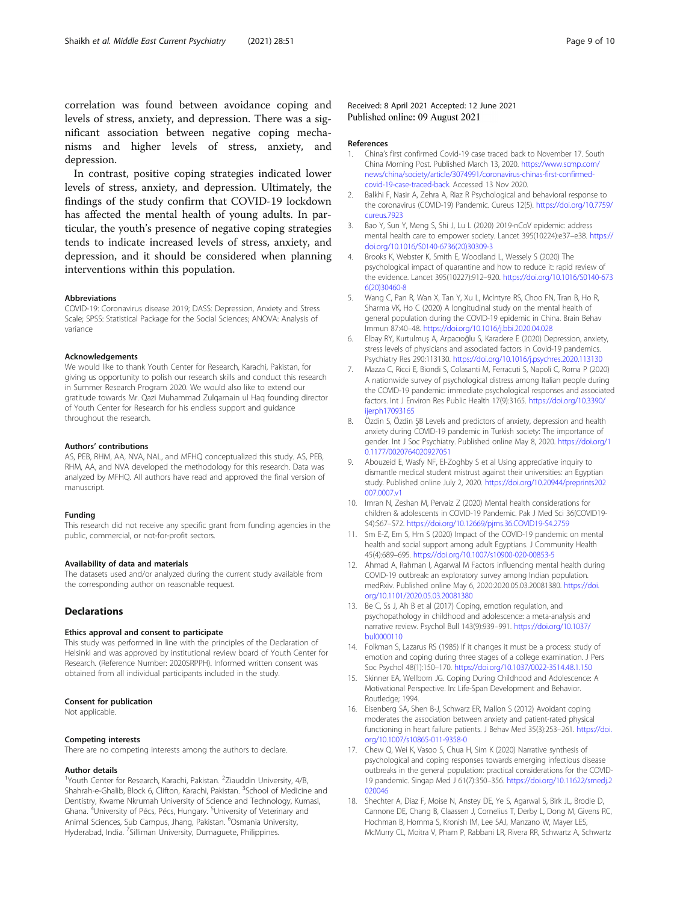correlation was found between avoidance coping and levels of stress, anxiety, and depression. There was a significant association between negative coping mechanisms and higher levels of stress, anxiety, and depression.

In contrast, positive coping strategies indicated lower levels of stress, anxiety, and depression. Ultimately, the findings of the study confirm that COVID-19 lockdown has affected the mental health of young adults. In particular, the youth's presence of negative coping strategies tends to indicate increased levels of stress, anxiety, and depression, and it should be considered when planning interventions within this population.

#### Abbreviations

COVID-19: Coronavirus disease 2019; DASS: Depression, Anxiety and Stress Scale; SPSS: Statistical Package for the Social Sciences; ANOVA: Analysis of variance

#### Acknowledgements

We would like to thank Youth Center for Research, Karachi, Pakistan, for giving us opportunity to polish our research skills and conduct this research in Summer Research Program 2020. We would also like to extend our gratitude towards Mr. Qazi Muhammad Zulqarnain ul Haq founding director of Youth Center for Research for his endless support and guidance throughout the research.

#### Authors' contributions

AS, PEB, RHM, AA, NVA, NAL, and MFHQ conceptualized this study. AS, PEB, RHM, AA, and NVA developed the methodology for this research. Data was analyzed by MFHQ. All authors have read and approved the final version of manuscript.

#### Funding

This research did not receive any specific grant from funding agencies in the public, commercial, or not-for-profit sectors.

#### Availability of data and materials

The datasets used and/or analyzed during the current study available from the corresponding author on reasonable request.

## Declarations

#### Ethics approval and consent to participate

This study was performed in line with the principles of the Declaration of Helsinki and was approved by institutional review board of Youth Center for Research. (Reference Number: 2020SRPPH). Informed written consent was obtained from all individual participants included in the study.

#### Consent for publication

Not applicable.

#### Competing interests

There are no competing interests among the authors to declare.

#### Author details

[1]Youth Center for Research, Karachi, Pakistan. [2]Ziauddin University, 4/B, Shahrah-e-Ghalib, Block 6, Clifton, Karachi, Pakistan. [3]School of Medicine and Dentistry, Kwame Nkrumah University of Science and Technology, Kumasi, Ghana. [4]University of Pécs, Pécs, Hungary. [5]University of Veterinary and Animal Sciences, Sub Campus, Jhang, Pakistan. [6]Osmania University, Hyderabad, India. [7]Silliman University, Dumaguete, Philippines.

Received: 8 April 2021 Accepted: 12 June 2021
Published online: 09 August 2021

#### References

1. China's first confirmed Covid-19 case traced back to November 17. South China Morning Post. Published March 13, 2020. https://www.scmp.com/news/china/society/article/3074991/coronavirus-chinas-first-confirmed-covid-19-case-traced-back. Accessed 13 Nov 2020.
2. Balkhi F, Nasir A, Zehra A, Riaz R Psychological and behavioral response to the coronavirus (COVID-19) Pandemic. Cureus 12(5). https://doi.org/10.7759/cureus.7923
3. Bao Y, Sun Y, Meng S, Shi J, Lu L (2020) 2019-nCoV epidemic: address mental health care to empower society. Lancet 395(10224):e37–e38. https://doi.org/10.1016/S0140-6736(20)30309-3
4. Brooks K, Webster K, Smith E, Woodland L, Wessely S (2020) The psychological impact of quarantine and how to reduce it: rapid review of the evidence. Lancet 395(10227):912–920. https://doi.org/10.1016/S0140-6736(20)30460-8
5. Wang C, Pan R, Wan X, Tan Y, Xu L, McIntyre RS, Choo FN, Tran B, Ho R, Sharma VK, Ho C (2020) A longitudinal study on the mental health of general population during the COVID-19 epidemic in China. Brain Behav Immun 87:40–48. https://doi.org/10.1016/j.bbi.2020.04.028
6. Elbay RY, Kurtulmuş A, Arpacıoğlu S, Karadere E (2020) Depression, anxiety, stress levels of physicians and associated factors in Covid-19 pandemics. Psychiatry Res 290:113130. https://doi.org/10.1016/j.psychres.2020.113130
7. Mazza C, Ricci E, Biondi S, Colasanti M, Ferracuti S, Napoli C, Roma P (2020) A nationwide survey of psychological distress among Italian people during the COVID-19 pandemic: immediate psychological responses and associated factors. Int J Environ Res Public Health 17(9):3165. https://doi.org/10.3390/ijerph17093165
8. Özdin S, Özdin ŞB Levels and predictors of anxiety, depression and health anxiety during COVID-19 pandemic in Turkish society: The importance of gender. Int J Soc Psychiatry. Published online May 8, 2020. https://doi.org/10.1177/0020764020927051
9. Abouzeid E, Wasfy NF, El-Zoghby S et al Using appreciative inquiry to dismantle medical student mistrust against their universities: an Egyptian study. Published online July 2, 2020. https://doi.org/10.20944/preprints202007.0007.v1
10. Imran N, Zeshan M, Pervaiz Z (2020) Mental health considerations for children & adolescents in COVID-19 Pandemic. Pak J Med Sci 36(COVID19-S4):S67–S72. https://doi.org/10.12669/pjms.36.COVID19-S4.2759
11. Sm E-Z, Em S, Hm S (2020) Impact of the COVID-19 pandemic on mental health and social support among adult Egyptians. J Community Health 45(4):689–695. https://doi.org/10.1007/s10900-020-00853-5
12. Ahmad A, Rahman I, Agarwal M Factors influencing mental health during COVID-19 outbreak: an exploratory survey among Indian population. medRxiv. Published online May 6, 2020:2020.05.03.20081380. https://doi.org/10.1101/2020.05.03.20081380
13. Be C, Ss J, Ah B et al (2017) Coping, emotion regulation, and psychopathology in childhood and adolescence: a meta-analysis and narrative review. Psychol Bull 143(9):939–991. https://doi.org/10.1037/bul0000110
14. Folkman S, Lazarus RS (1985) If it changes it must be a process: study of emotion and coping during three stages of a college examination. J Pers Soc Psychol 48(1):150–170. https://doi.org/10.1037/0022-3514.48.1.150
15. Skinner EA, Wellborn JG. Coping During Childhood and Adolescence: A Motivational Perspective. In: Life-Span Development and Behavior. Routledge; 1994.
16. Eisenberg SA, Shen B-J, Schwarz ER, Mallon S (2012) Avoidant coping moderates the association between anxiety and patient-rated physical functioning in heart failure patients. J Behav Med 35(3):253–261. https://doi.org/10.1007/s10865-011-9358-0
17. Chew Q, Wei K, Vasoo S, Chua H, Sim K (2020) Narrative synthesis of psychological and coping responses towards emerging infectious disease outbreaks in the general population: practical considerations for the COVID-19 pandemic. Singap Med J 61(7):350–356. https://doi.org/10.11622/smedj.2020046
18. Shechter A, Diaz F, Moise N, Anstey DE, Ye S, Agarwal S, Birk JL, Brodie D, Cannone DE, Chang B, Claassen J, Cornelius T, Derby L, Dong M, Givens RC, Hochman B, Homma S, Kronish IM, Lee SAJ, Manzano W, Mayer LES, McMurry CL, Moitra V, Pham P, Rabbani LR, Rivera RR, Schwartz A, Schwartz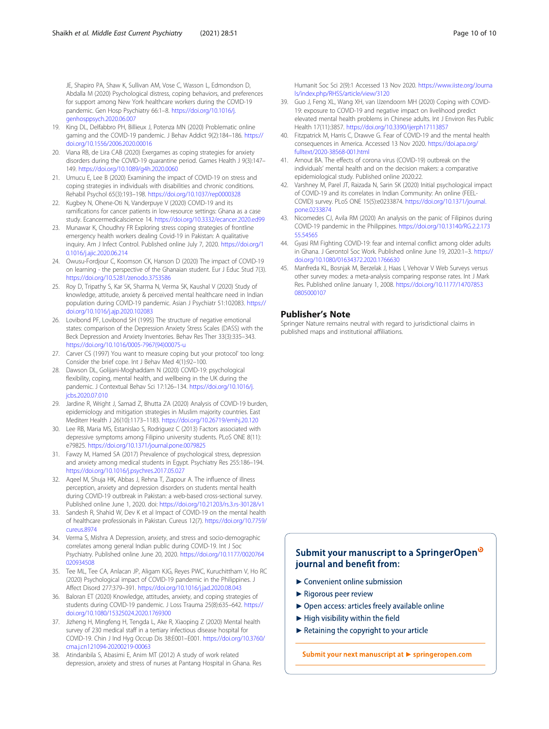JE, Shapiro PA, Shaw K, Sullivan AM, Vose C, Wasson L, Edmondson D, Abdalla M (2020) Psychological distress, coping behaviors, and preferences for support among New York healthcare workers during the COVID-19 pandemic. Gen Hosp Psychiatry 66:1–8. https://doi.org/10.1016/j.genhosppsych.2020.06.007

19. King DL, Delfabbro PH, Billieux J, Potenza MN (2020) Problematic online gaming and the COVID-19 pandemic. J Behav Addict 9(2):184–186. https://doi.org/10.1556/2006.2020.00016
20. Viana RB, de Lira CAB (2020) Exergames as coping strategies for anxiety disorders during the COVID-19 quarantine period. Games Health J 9(3):147–149. https://doi.org/10.1089/g4h.2020.0060
21. Umucu E, Lee B (2020) Examining the impact of COVID-19 on stress and coping strategies in individuals with disabilities and chronic conditions. Rehabil Psychol 65(3):193–198. https://doi.org/10.1037/rep0000328
22. Kugbey N, Ohene-Oti N, Vanderpuye V (2020) COVID-19 and its ramifications for cancer patients in low-resource settings: Ghana as a case study. Ecancermedicalscience 14. https://doi.org/10.3332/ecancer.2020.ed99
23. Munawar K, Choudhry FR Exploring stress coping strategies of frontline emergency health workers dealing Covid-19 in Pakistan: A qualitative inquiry. Am J Infect Control. Published online July 7, 2020. https://doi.org/10.1016/j.ajic.2020.06.214
24. Owusu-Fordjour C, Koomson CK, Hanson D (2020) The impact of COVID-19 on learning - the perspective of the Ghanaian student. Eur J Educ Stud 7(3). https://doi.org/10.5281/zenodo.3753586
25. Roy D, Tripathy S, Kar SK, Sharma N, Verma SK, Kaushal V (2020) Study of knowledge, attitude, anxiety & perceived mental healthcare need in Indian population during COVID-19 pandemic. Asian J Psychiatr 51:102083. https://doi.org/10.1016/j.ajp.2020.102083
26. Lovibond PF, Lovibond SH (1995) The structure of negative emotional states: comparison of the Depression Anxiety Stress Scales (DASS) with the Beck Depression and Anxiety Inventories. Behav Res Ther 33(3):335–343. https://doi.org/10.1016/0005-7967(94)00075-u
27. Carver CS (1997) You want to measure coping but your protocol' too long: Consider the brief cope. Int J Behav Med 4(1):92–100.
28. Dawson DL, Golijani-Moghaddam N (2020) COVID-19: psychological flexibility, coping, mental health, and wellbeing in the UK during the pandemic. J Contextual Behav Sci 17:126–134. https://doi.org/10.1016/j.jcbs.2020.07.010
29. Jardine R, Wright J, Samad Z, Bhutta ZA (2020) Analysis of COVID-19 burden, epidemiology and mitigation strategies in Muslim majority countries. East Mediterr Health J 26(10):1173–1183. https://doi.org/10.26719/emhj.20.120
30. Lee RB, Maria MS, Estanislao S, Rodriguez C (2013) Factors associated with depressive symptoms among Filipino university students. PLoS ONE 8(11): e79825. https://doi.org/10.1371/journal.pone.0079825
31. Fawzy M, Hamed SA (2017) Prevalence of psychological stress, depression and anxiety among medical students in Egypt. Psychiatry Res 255:186–194. https://doi.org/10.1016/j.psychres.2017.05.027
32. Aqeel M, Shuja HK, Abbas J, Rehna T, Ziapour A. The influence of illness perception, anxiety and depression disorders on students mental health during COVID-19 outbreak in Pakistan: a web-based cross-sectional survey. Published online June 1, 2020. doi: https://doi.org/10.21203/rs.3.rs-30128/v1
33. Sandesh R, Shahid W, Dev K et al Impact of COVID-19 on the mental health of healthcare professionals in Pakistan. Cureus 12(7). https://doi.org/10.7759/cureus.8974
34. Verma S, Mishra A Depression, anxiety, and stress and socio-demographic correlates among general Indian public during COVID-19. Int J Soc Psychiatry. Published online June 20, 2020. https://doi.org/10.1177/0020764020934508
35. Tee ML, Tee CA, Anlacan JP, Aligam KJG, Reyes PWC, Kuruchittham V, Ho RC (2020) Psychological impact of COVID-19 pandemic in the Philippines. J Affect Disord 277:379–391. https://doi.org/10.1016/j.jad.2020.08.043
36. Baloran ET (2020) Knowledge, attitudes, anxiety, and coping strategies of students during COVID-19 pandemic. J Loss Trauma 25(8):635–642. https://doi.org/10.1080/15325024.2020.1769300
37. Jizheng H, Mingfeng H, Tengda L, Ake R, Xiaoping Z (2020) Mental health survey of 230 medical staff in a tertiary infectious disease hospital for COVID-19. Chin J Ind Hyg Occup Dis 38:E001–E001. https://doi.org/10.3760/cma.j.cn121094-20200219-00063
38. Atindanbila S, Abasimi E, Anim MT (2012) A study of work related depression, anxiety and stress of nurses at Pantang Hospital in Ghana. Res Humanit Soc Sci 2(9):1 Accessed 13 Nov 2020. https://www.iiste.org/Journals/index.php/RHSS/article/view/3120
39. Guo J, Feng XL, Wang XH, van IJzendoorn MH (2020) Coping with COVID-19: exposure to COVID-19 and negative impact on livelihood predict elevated mental health problems in Chinese adults. Int J Environ Res Public Health 17(11):3857. https://doi.org/10.3390/ijerph17113857
40. Fitzpatrick M, Harris C, Drawve G. Fear of COVID-19 and the mental health consequences in America. Accessed 13 Nov 2020. https://doi.apa.org/fulltext/2020-38568-001.html
41. Arnout BA. The effects of corona virus (COVID-19) outbreak on the individuals' mental health and on the decision makers: a comparative epidemiological study. Published online 2020:22.
42. Varshney M, Parel JT, Raizada N, Sarin SK (2020) Initial psychological impact of COVID-19 and its correlates in Indian Community: An online (FEEL-COVID) survey. PLoS ONE 15(5):e0233874. https://doi.org/10.1371/journal.pone.0233874
43. Nicomedes CJ, Avila RM (2020) An analysis on the panic of Filipinos during COVID-19 pandemic in the Philippines. https://doi.org/10.13140/RG.2.2.17355.54565
44. Gyasi RM Fighting COVID-19: fear and internal conflict among older adults in Ghana. J Gerontol Soc Work. Published online June 19, 2020:1–3. https://doi.org/10.1080/01634372.2020.1766630
45. Manfreda KL, Bosnjak M, Berzelak J, Haas I, Vehovar V Web Surveys versus other survey modes: a meta-analysis comparing response rates. Int J Mark Res. Published online January 1, 2008. https://doi.org/10.1177/147078530805000107

## Publisher's Note

Springer Nature remains neutral with regard to jurisdictional claims in published maps and institutional affiliations.